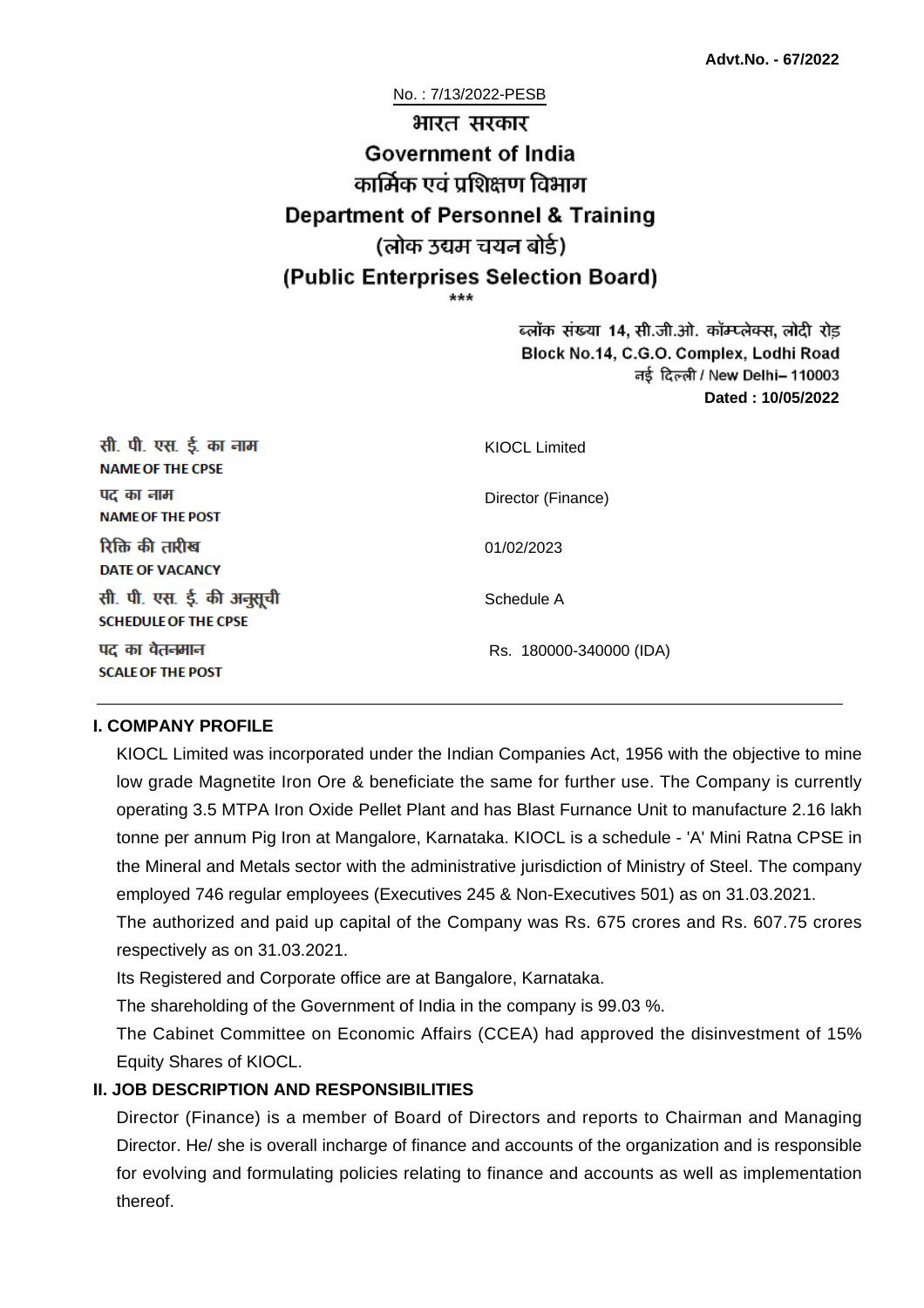**Advt.No. - 67/2022**

No. : 7/13/2022-PESB

# भारत सरकार
# Government of India
## कार्मिक एवं प्रशिक्षण विभाग
## Department of Personnel & Training
## (लोक उद्यम चयन बोर्ड)
## (Public Enterprises Selection Board)

\*\*\*

ब्लॉक संख्या 14, सी.जी.ओ. कॉम्प्लेक्स, लोदी रोड़
Block No.14, C.G.O. Complex, Lodhi Road
नई दिल्ली / New Delhi– 110003
**Dated : 10/05/2022**

| | |
|---|---|
| सी. पी. एस. ई. का नाम<br>**NAME OF THE CPSE** | KIOCL Limited |
| पद का नाम<br>**NAME OF THE POST** | Director (Finance) |
| रिक्ति की तारीख<br>**DATE OF VACANCY** | 01/02/2023 |
| सी. पी. एस. ई. की अनुसूची<br>**SCHEDULE OF THE CPSE** | Schedule A |
| पद का वेतनमान<br>**SCALE OF THE POST** | Rs. 180000-340000 (IDA) |

### I. COMPANY PROFILE

KIOCL Limited was incorporated under the Indian Companies Act, 1956 with the objective to mine low grade Magnetite Iron Ore & beneficiate the same for further use. The Company is currently operating 3.5 MTPA Iron Oxide Pellet Plant and has Blast Furnance Unit to manufacture 2.16 lakh tonne per annum Pig Iron at Mangalore, Karnataka. KIOCL is a schedule - 'A' Mini Ratna CPSE in the Mineral and Metals sector with the administrative jurisdiction of Ministry of Steel. The company employed 746 regular employees (Executives 245 & Non-Executives 501) as on 31.03.2021.

The authorized and paid up capital of the Company was Rs. 675 crores and Rs. 607.75 crores respectively as on 31.03.2021.

Its Registered and Corporate office are at Bangalore, Karnataka.

The shareholding of the Government of India in the company is 99.03 %.

The Cabinet Committee on Economic Affairs (CCEA) had approved the disinvestment of 15% Equity Shares of KIOCL.

### II. JOB DESCRIPTION AND RESPONSIBILITIES

Director (Finance) is a member of Board of Directors and reports to Chairman and Managing Director. He/ she is overall incharge of finance and accounts of the organization and is responsible for evolving and formulating policies relating to finance and accounts as well as implementation thereof.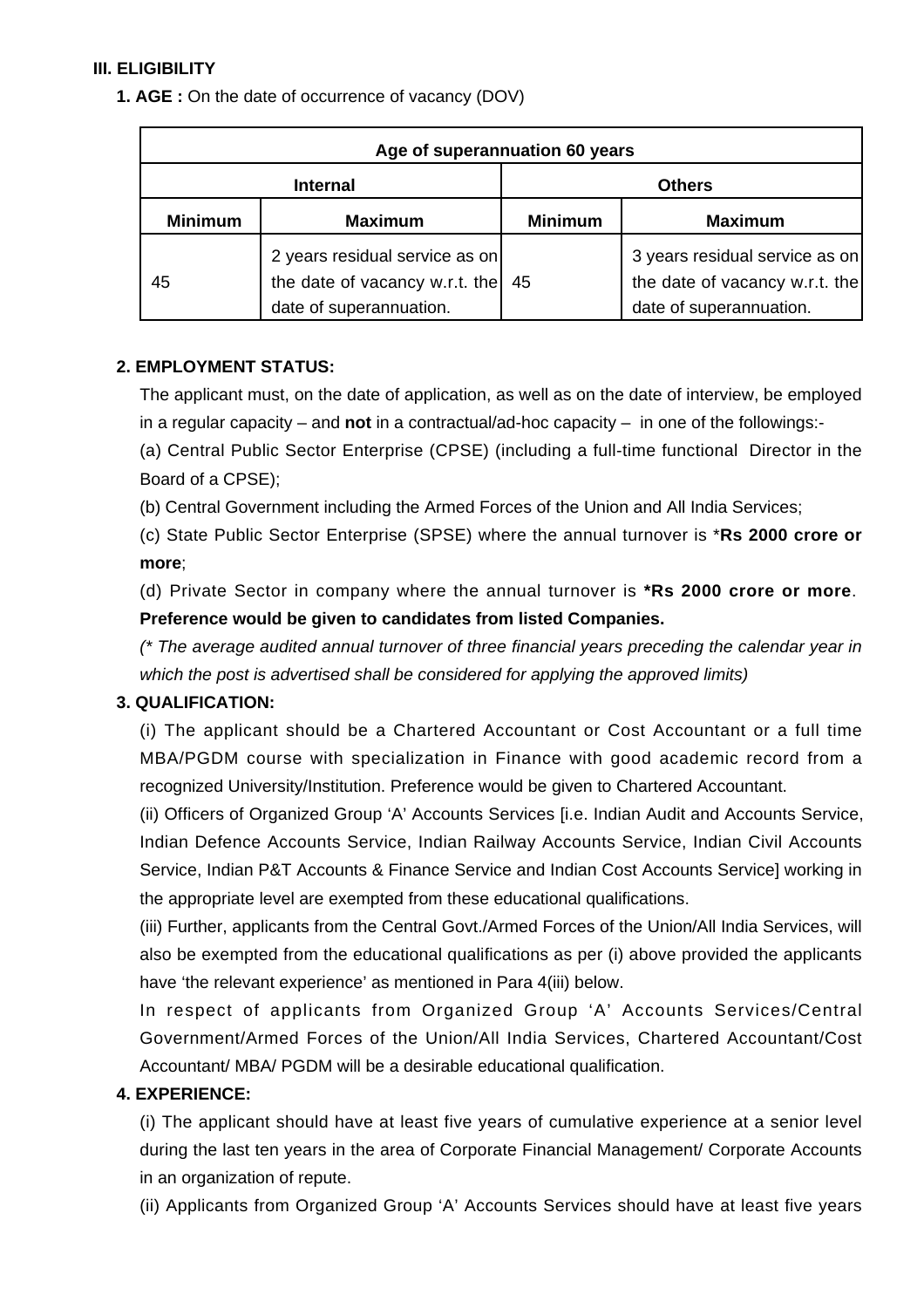### III. ELIGIBILITY

**1. AGE :** On the date of occurrence of vacancy (DOV)

| Age of superannuation 60 years | | | |
|---|---|---|---|
| **Internal** | | **Others** | |
| **Minimum** | **Maximum** | **Minimum** | **Maximum** |
| 45 | 2 years residual service as on the date of vacancy w.r.t. the date of superannuation. | 45 | 3 years residual service as on the date of vacancy w.r.t. the date of superannuation. |

**2. EMPLOYMENT STATUS:**

The applicant must, on the date of application, as well as on the date of interview, be employed in a regular capacity – and **not** in a contractual/ad-hoc capacity – in one of the followings:-

(a) Central Public Sector Enterprise (CPSE) (including a full-time functional Director in the Board of a CPSE);

(b) Central Government including the Armed Forces of the Union and All India Services;

(c) State Public Sector Enterprise (SPSE) where the annual turnover is ***Rs 2000 crore or more**;

(d) Private Sector in company where the annual turnover is ***Rs 2000 crore or more**. **Preference would be given to candidates from listed Companies.**

*(* The average audited annual turnover of three financial years preceding the calendar year in which the post is advertised shall be considered for applying the approved limits)*

**3. QUALIFICATION:**

(i) The applicant should be a Chartered Accountant or Cost Accountant or a full time MBA/PGDM course with specialization in Finance with good academic record from a recognized University/Institution. Preference would be given to Chartered Accountant.

(ii) Officers of Organized Group 'A' Accounts Services [i.e. Indian Audit and Accounts Service, Indian Defence Accounts Service, Indian Railway Accounts Service, Indian Civil Accounts Service, Indian P&T Accounts & Finance Service and Indian Cost Accounts Service] working in the appropriate level are exempted from these educational qualifications.

(iii) Further, applicants from the Central Govt./Armed Forces of the Union/All India Services, will also be exempted from the educational qualifications as per (i) above provided the applicants have 'the relevant experience' as mentioned in Para 4(iii) below.

In respect of applicants from Organized Group 'A' Accounts Services/Central Government/Armed Forces of the Union/All India Services, Chartered Accountant/Cost Accountant/ MBA/ PGDM will be a desirable educational qualification.

**4. EXPERIENCE:**

(i) The applicant should have at least five years of cumulative experience at a senior level during the last ten years in the area of Corporate Financial Management/ Corporate Accounts in an organization of repute.

(ii) Applicants from Organized Group 'A' Accounts Services should have at least five years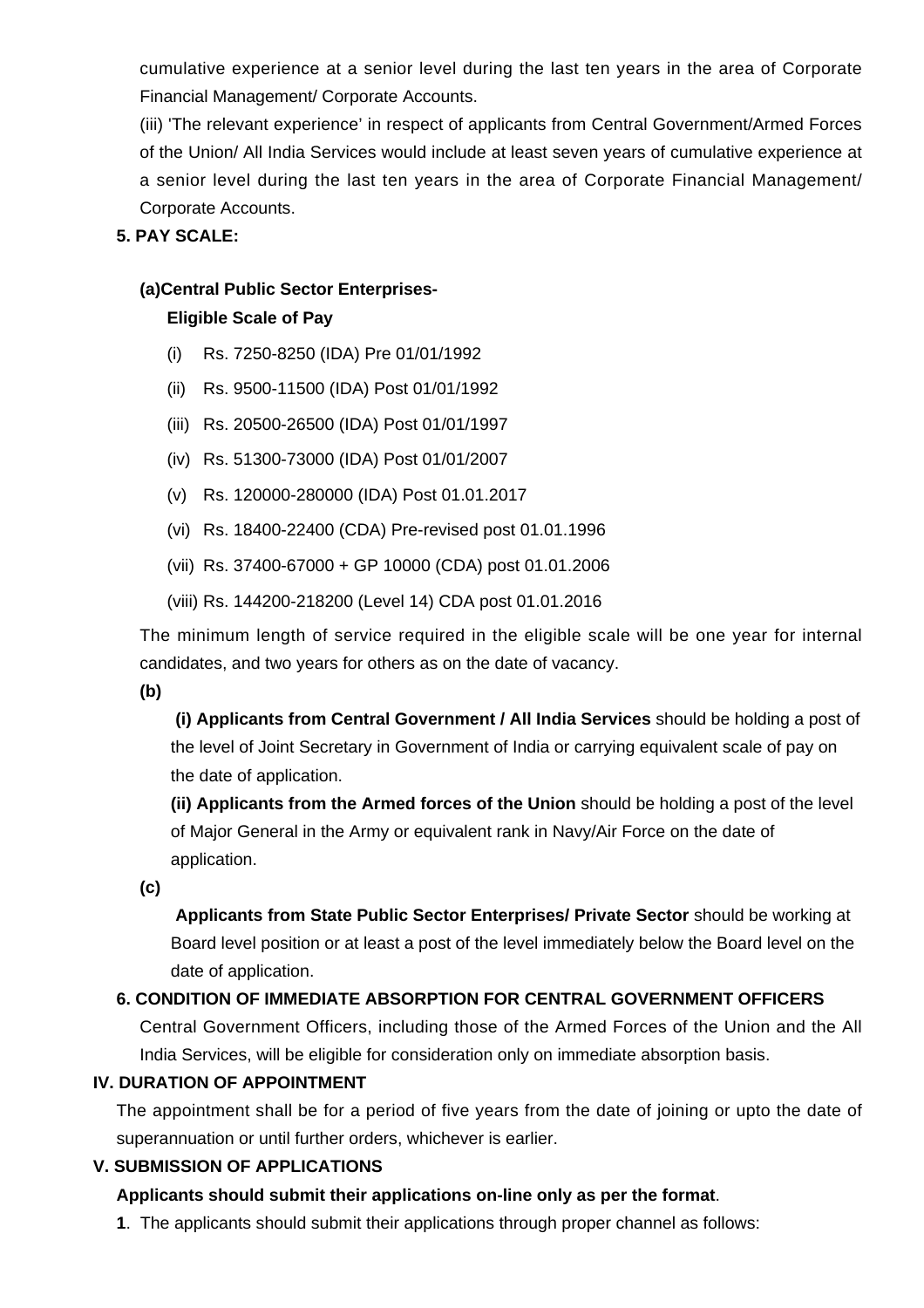cumulative experience at a senior level during the last ten years in the area of Corporate Financial Management/ Corporate Accounts.

(iii) 'The relevant experience' in respect of applicants from Central Government/Armed Forces of the Union/ All India Services would include at least seven years of cumulative experience at a senior level during the last ten years in the area of Corporate Financial Management/ Corporate Accounts.

**5. PAY SCALE:**

**(a)Central Public Sector Enterprises-**

**Eligible Scale of Pay**

(i) Rs. 7250-8250 (IDA) Pre 01/01/1992

(ii) Rs. 9500-11500 (IDA) Post 01/01/1992

(iii) Rs. 20500-26500 (IDA) Post 01/01/1997

(iv) Rs. 51300-73000 (IDA) Post 01/01/2007

(v) Rs. 120000-280000 (IDA) Post 01.01.2017

(vi) Rs. 18400-22400 (CDA) Pre-revised post 01.01.1996

(vii) Rs. 37400-67000 + GP 10000 (CDA) post 01.01.2006

(viii) Rs. 144200-218200 (Level 14) CDA post 01.01.2016

The minimum length of service required in the eligible scale will be one year for internal candidates, and two years for others as on the date of vacancy.

**(b)**

**(i) Applicants from Central Government / All India Services** should be holding a post of the level of Joint Secretary in Government of India or carrying equivalent scale of pay on the date of application.

**(ii) Applicants from the Armed forces of the Union** should be holding a post of the level of Major General in the Army or equivalent rank in Navy/Air Force on the date of application.

**(c)**

**Applicants from State Public Sector Enterprises/ Private Sector** should be working at Board level position or at least a post of the level immediately below the Board level on the date of application.

**6. CONDITION OF IMMEDIATE ABSORPTION FOR CENTRAL GOVERNMENT OFFICERS**

Central Government Officers, including those of the Armed Forces of the Union and the All India Services, will be eligible for consideration only on immediate absorption basis.

## IV. DURATION OF APPOINTMENT

The appointment shall be for a period of five years from the date of joining or upto the date of superannuation or until further orders, whichever is earlier.

## V. SUBMISSION OF APPLICATIONS

**Applicants should submit their applications on-line only as per the format**.

**1**. The applicants should submit their applications through proper channel as follows: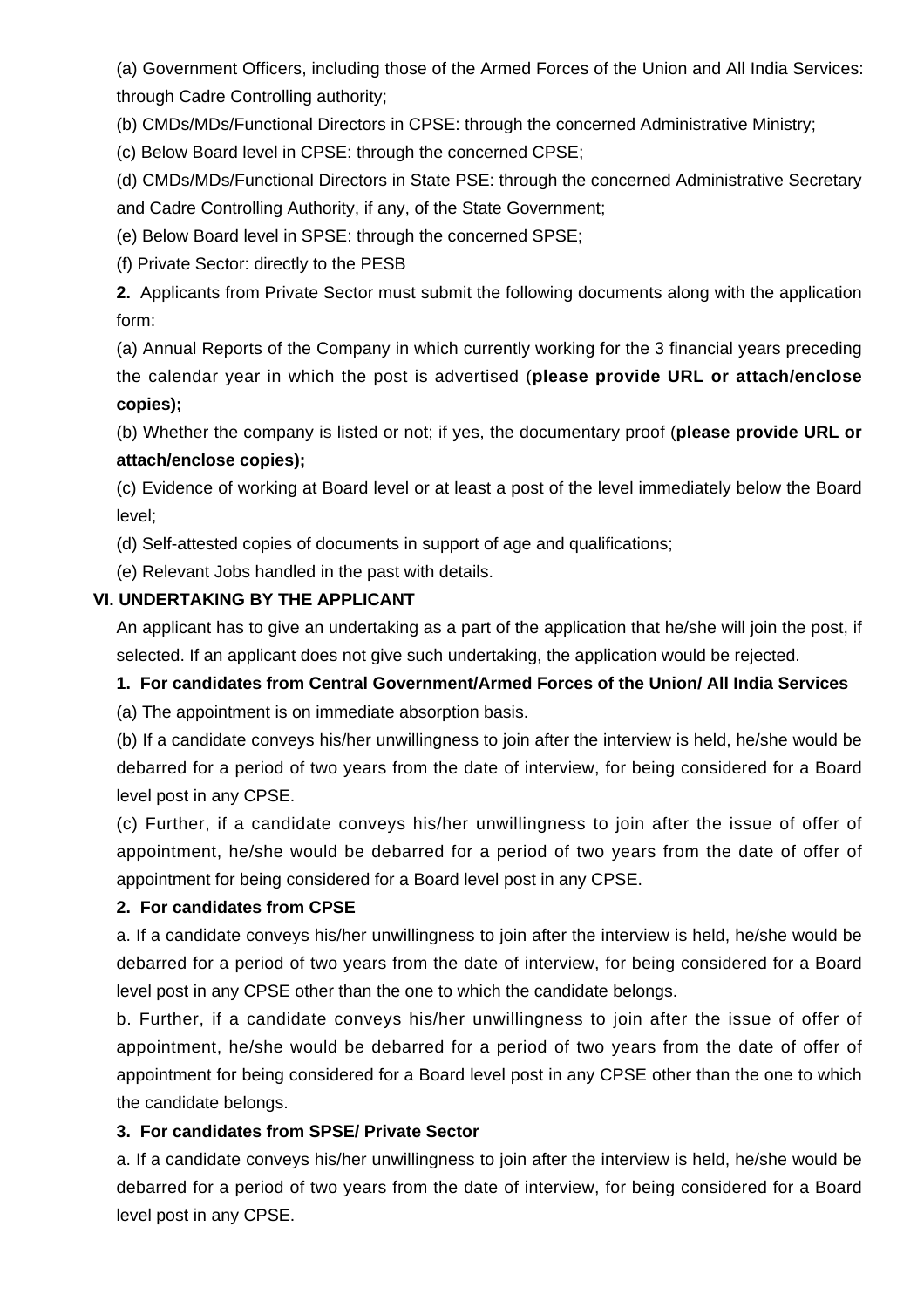(a) Government Officers, including those of the Armed Forces of the Union and All India Services: through Cadre Controlling authority;

(b) CMDs/MDs/Functional Directors in CPSE: through the concerned Administrative Ministry;

(c) Below Board level in CPSE: through the concerned CPSE;

(d) CMDs/MDs/Functional Directors in State PSE: through the concerned Administrative Secretary and Cadre Controlling Authority, if any, of the State Government;

(e) Below Board level in SPSE: through the concerned SPSE;

(f) Private Sector: directly to the PESB

**2.** Applicants from Private Sector must submit the following documents along with the application form:

(a) Annual Reports of the Company in which currently working for the 3 financial years preceding the calendar year in which the post is advertised (**please provide URL or attach/enclose copies);**

(b) Whether the company is listed or not; if yes, the documentary proof (**please provide URL or attach/enclose copies);**

(c) Evidence of working at Board level or at least a post of the level immediately below the Board level;

(d) Self-attested copies of documents in support of age and qualifications;

(e) Relevant Jobs handled in the past with details.

### VI. UNDERTAKING BY THE APPLICANT

An applicant has to give an undertaking as a part of the application that he/she will join the post, if selected. If an applicant does not give such undertaking, the application would be rejected.

**1. For candidates from Central Government/Armed Forces of the Union/ All India Services**

(a) The appointment is on immediate absorption basis.

(b) If a candidate conveys his/her unwillingness to join after the interview is held, he/she would be debarred for a period of two years from the date of interview, for being considered for a Board level post in any CPSE.

(c) Further, if a candidate conveys his/her unwillingness to join after the issue of offer of appointment, he/she would be debarred for a period of two years from the date of offer of appointment for being considered for a Board level post in any CPSE.

**2. For candidates from CPSE**

a. If a candidate conveys his/her unwillingness to join after the interview is held, he/she would be debarred for a period of two years from the date of interview, for being considered for a Board level post in any CPSE other than the one to which the candidate belongs.

b. Further, if a candidate conveys his/her unwillingness to join after the issue of offer of appointment, he/she would be debarred for a period of two years from the date of offer of appointment for being considered for a Board level post in any CPSE other than the one to which the candidate belongs.

**3. For candidates from SPSE/ Private Sector**

a. If a candidate conveys his/her unwillingness to join after the interview is held, he/she would be debarred for a period of two years from the date of interview, for being considered for a Board level post in any CPSE.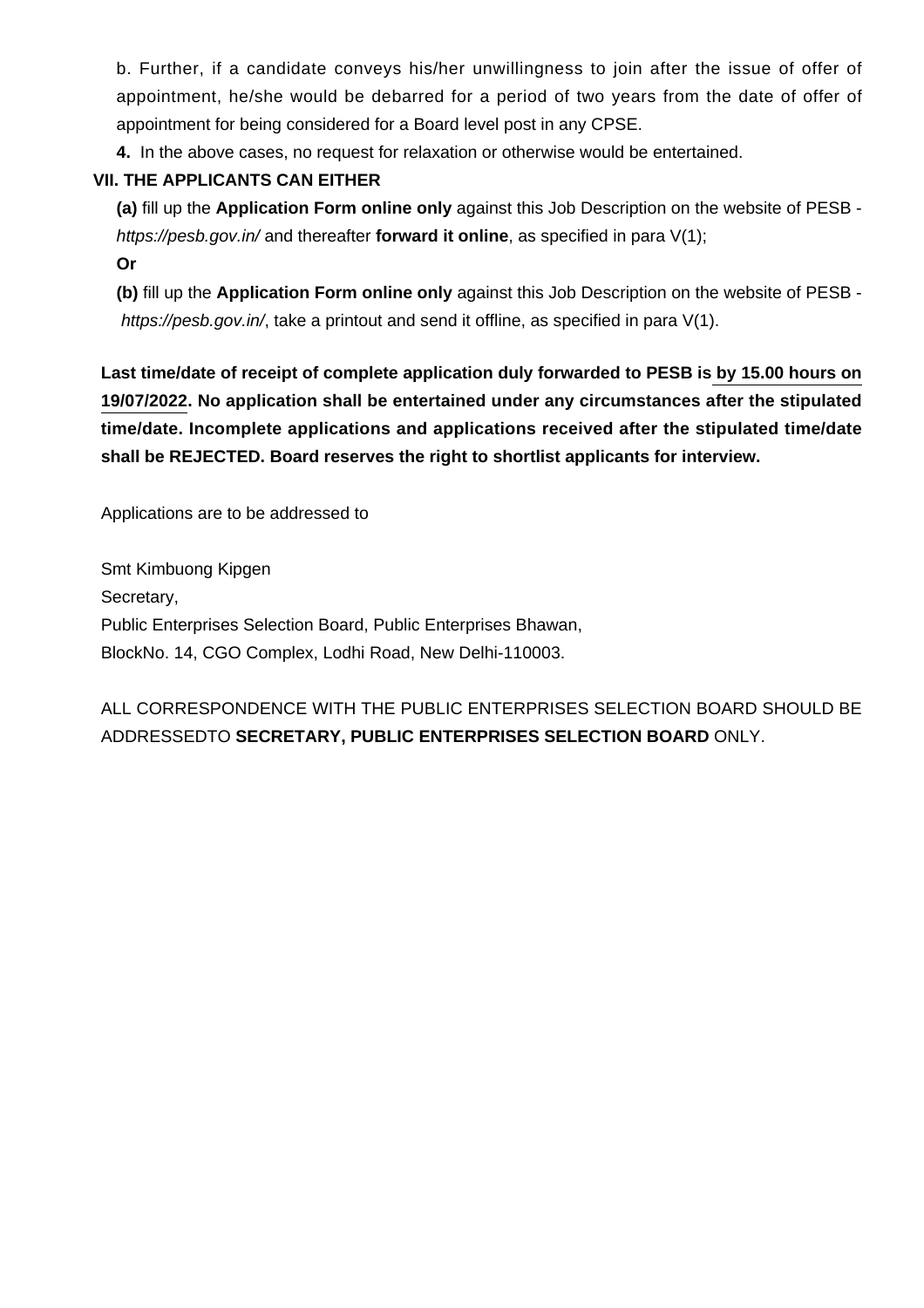b. Further, if a candidate conveys his/her unwillingness to join after the issue of offer of appointment, he/she would be debarred for a period of two years from the date of offer of appointment for being considered for a Board level post in any CPSE.

**4.** In the above cases, no request for relaxation or otherwise would be entertained.

**VII. THE APPLICANTS CAN EITHER**

**(a)** fill up the **Application Form online only** against this Job Description on the website of PESB - *https://pesb.gov.in/* and thereafter **forward it online**, as specified in para V(1);

**Or**

**(b)** fill up the **Application Form online only** against this Job Description on the website of PESB - *https://pesb.gov.in/*, take a printout and send it offline, as specified in para V(1).

**Last time/date of receipt of complete application duly forwarded to PESB is by 15.00 hours on 19/07/2022. No application shall be entertained under any circumstances after the stipulated time/date. Incomplete applications and applications received after the stipulated time/date shall be REJECTED. Board reserves the right to shortlist applicants for interview.**

Applications are to be addressed to

Smt Kimbuong Kipgen
Secretary,
Public Enterprises Selection Board, Public Enterprises Bhawan,
BlockNo. 14, CGO Complex, Lodhi Road, New Delhi-110003.

ALL CORRESPONDENCE WITH THE PUBLIC ENTERPRISES SELECTION BOARD SHOULD BE ADDRESSEDTO **SECRETARY, PUBLIC ENTERPRISES SELECTION BOARD** ONLY.